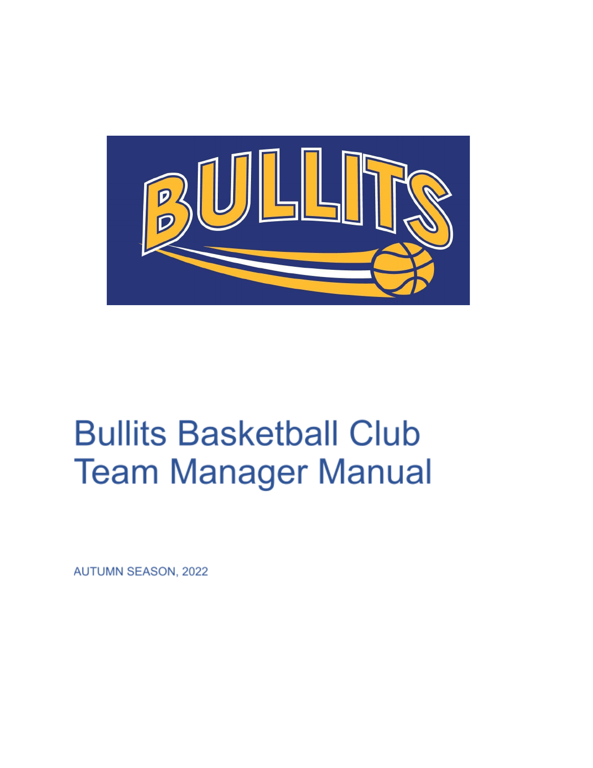# Bullits Basketball Club Team Manager Manual

AUTUMN SEASON, 2022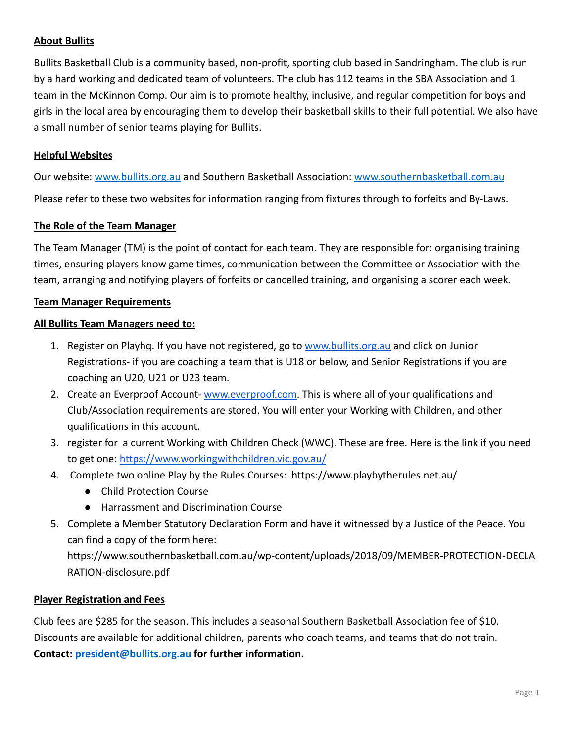**About Bullits**

Bullits Basketball Club is a community based, non-profit, sporting club based in Sandringham. The club is run by a hard working and dedicated team of volunteers. The club has 112 teams in the SBA Association and 1 team in the McKinnon Comp. Our aim is to promote healthy, inclusive, and regular competition for boys and girls in the local area by encouraging them to develop their basketball skills to their full potential. We also have a small number of senior teams playing for Bullits.

**Helpful Websites**

Our website: [www.bullits.org.au](http://www.bullits.org.au) and Southern Basketball Association: [www.southernbasketball.com.au](http://www.southernbasketball.com.au)

Please refer to these two websites for information ranging from fixtures through to forfeits and By-Laws.

**The Role of the Team Manager**

The Team Manager (TM) is the point of contact for each team. They are responsible for: organising training times, ensuring players know game times, communication between the Committee or Association with the team, arranging and notifying players of forfeits or cancelled training, and organising a scorer each week.

**Team Manager Requirements**

**All Bullits Team Managers need to:**

1. Register on Playhq. If you have not registered, go to [www.bullits.org.au](http://www.bullits.org.au) and click on Junior Registrations- if you are coaching a team that is U18 or below, and Senior Registrations if you are coaching an U20, U21 or U23 team.
2. Create an Everproof Account- [www.everproof.com](http://www.everproof.com). This is where all of your qualifications and Club/Association requirements are stored. You will enter your Working with Children, and other qualifications in this account.
3. register for a current Working with Children Check (WWC). These are free. Here is the link if you need to get one: [https://www.workingwithchildren.vic.gov.au/](https://www.workingwithchildren.vic.gov.au/)
4. Complete two online Play by the Rules Courses: https://www.playbytherules.net.au/
   - Child Protection Course
   - Harrassment and Discrimination Course
5. Complete a Member Statutory Declaration Form and have it witnessed by a Justice of the Peace. You can find a copy of the form here: https://www.southernbasketball.com.au/wp-content/uploads/2018/09/MEMBER-PROTECTION-DECLARATION-disclosure.pdf

**Player Registration and Fees**

Club fees are $285 for the season. This includes a seasonal Southern Basketball Association fee of $10. Discounts are available for additional children, parents who coach teams, and teams that do not train.
**Contact: [president@bullits.org.au](mailto:president@bullits.org.au) for further information.**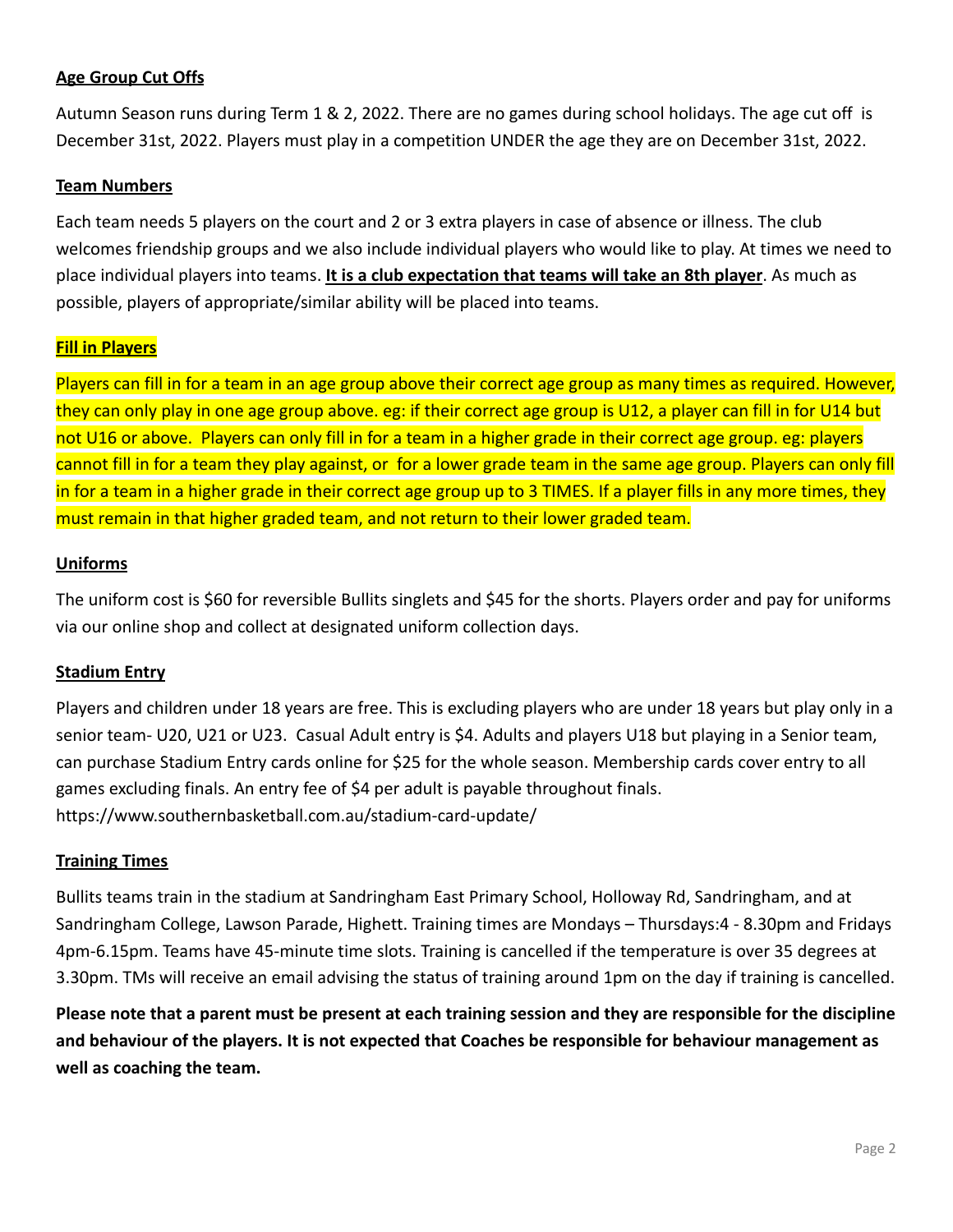**Age Group Cut Offs**

Autumn Season runs during Term 1 & 2, 2022. There are no games during school holidays. The age cut off is December 31st, 2022. Players must play in a competition UNDER the age they are on December 31st, 2022.

**Team Numbers**

Each team needs 5 players on the court and 2 or 3 extra players in case of absence or illness. The club welcomes friendship groups and we also include individual players who would like to play. At times we need to place individual players into teams. **It is a club expectation that teams will take an 8th player**. As much as possible, players of appropriate/similar ability will be placed into teams.

**Fill in Players**

Players can fill in for a team in an age group above their correct age group as many times as required. However, they can only play in one age group above. eg: if their correct age group is U12, a player can fill in for U14 but not U16 or above. Players can only fill in for a team in a higher grade in their correct age group. eg: players cannot fill in for a team they play against, or for a lower grade team in the same age group. Players can only fill in for a team in a higher grade in their correct age group up to 3 TIMES. If a player fills in any more times, they must remain in that higher graded team, and not return to their lower graded team.

**Uniforms**

The uniform cost is $60 for reversible Bullits singlets and $45 for the shorts. Players order and pay for uniforms via our online shop and collect at designated uniform collection days.

**Stadium Entry**

Players and children under 18 years are free. This is excluding players who are under 18 years but play only in a senior team- U20, U21 or U23. Casual Adult entry is $4. Adults and players U18 but playing in a Senior team, can purchase Stadium Entry cards online for $25 for the whole season. Membership cards cover entry to all games excluding finals. An entry fee of $4 per adult is payable throughout finals.
https://www.southernbasketball.com.au/stadium-card-update/

**Training Times**

Bullits teams train in the stadium at Sandringham East Primary School, Holloway Rd, Sandringham, and at Sandringham College, Lawson Parade, Highett. Training times are Mondays – Thursdays:4 - 8.30pm and Fridays 4pm-6.15pm. Teams have 45-minute time slots. Training is cancelled if the temperature is over 35 degrees at 3.30pm. TMs will receive an email advising the status of training around 1pm on the day if training is cancelled.

**Please note that a parent must be present at each training session and they are responsible for the discipline and behaviour of the players. It is not expected that Coaches be responsible for behaviour management as well as coaching the team.**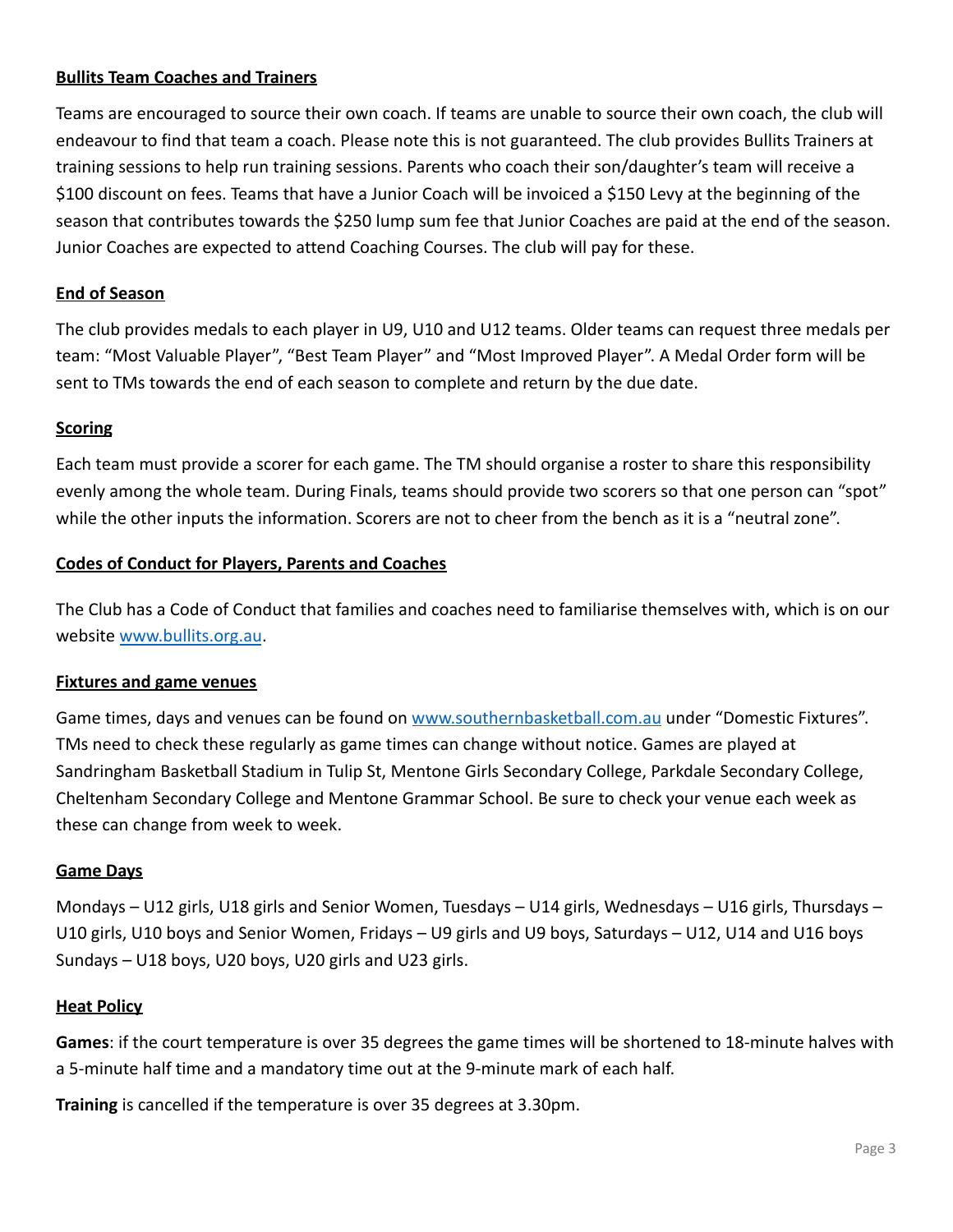## Bullits Team Coaches and Trainers

Teams are encouraged to source their own coach. If teams are unable to source their own coach, the club will endeavour to find that team a coach. Please note this is not guaranteed. The club provides Bullits Trainers at training sessions to help run training sessions. Parents who coach their son/daughter's team will receive a $100 discount on fees. Teams that have a Junior Coach will be invoiced a $150 Levy at the beginning of the season that contributes towards the $250 lump sum fee that Junior Coaches are paid at the end of the season. Junior Coaches are expected to attend Coaching Courses. The club will pay for these.

## End of Season

The club provides medals to each player in U9, U10 and U12 teams. Older teams can request three medals per team: "Most Valuable Player", "Best Team Player" and "Most Improved Player". A Medal Order form will be sent to TMs towards the end of each season to complete and return by the due date.

## Scoring

Each team must provide a scorer for each game. The TM should organise a roster to share this responsibility evenly among the whole team. During Finals, teams should provide two scorers so that one person can "spot" while the other inputs the information. Scorers are not to cheer from the bench as it is a "neutral zone".

## Codes of Conduct for Players, Parents and Coaches

The Club has a Code of Conduct that families and coaches need to familiarise themselves with, which is on our website [www.bullits.org.au](http://www.bullits.org.au).

## Fixtures and game venues

Game times, days and venues can be found on [www.southernbasketball.com.au](http://www.southernbasketball.com.au) under "Domestic Fixtures". TMs need to check these regularly as game times can change without notice. Games are played at Sandringham Basketball Stadium in Tulip St, Mentone Girls Secondary College, Parkdale Secondary College, Cheltenham Secondary College and Mentone Grammar School. Be sure to check your venue each week as these can change from week to week.

## Game Days

Mondays – U12 girls, U18 girls and Senior Women, Tuesdays – U14 girls, Wednesdays – U16 girls, Thursdays – U10 girls, U10 boys and Senior Women, Fridays – U9 girls and U9 boys, Saturdays – U12, U14 and U16 boys Sundays – U18 boys, U20 boys, U20 girls and U23 girls.

## Heat Policy

**Games**: if the court temperature is over 35 degrees the game times will be shortened to 18-minute halves with a 5-minute half time and a mandatory time out at the 9-minute mark of each half.

**Training** is cancelled if the temperature is over 35 degrees at 3.30pm.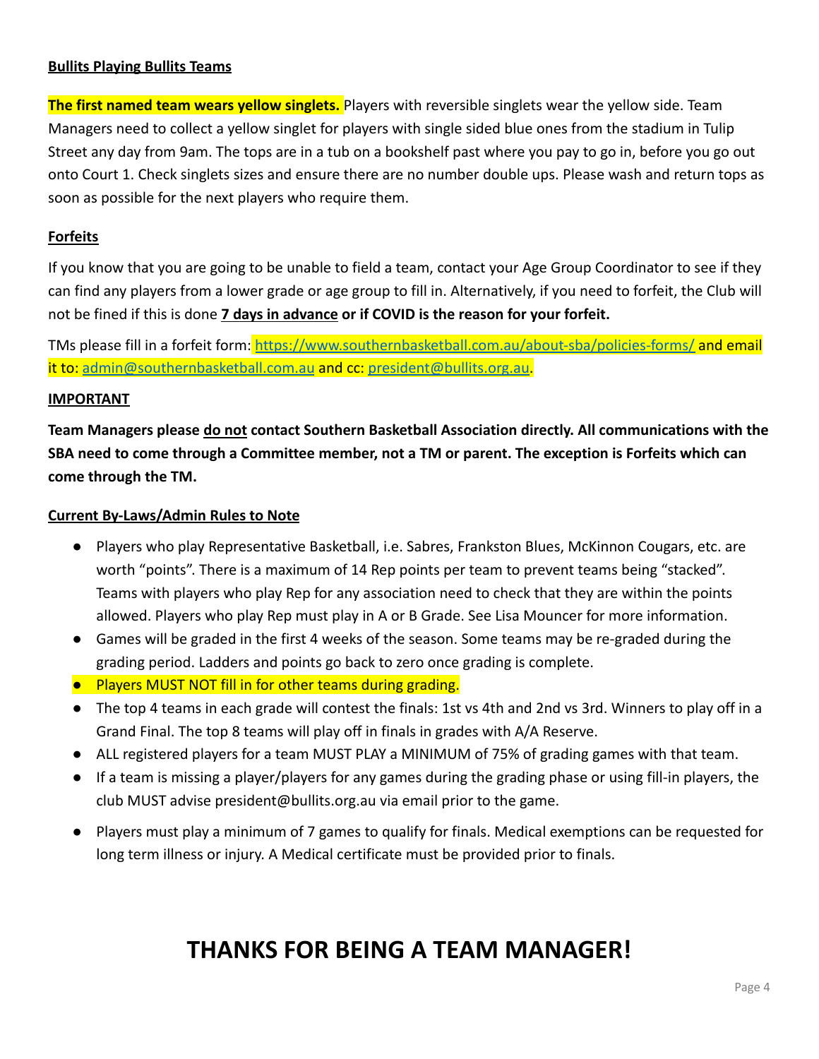**Bullits Playing Bullits Teams**

**The first named team wears yellow singlets.** Players with reversible singlets wear the yellow side. Team Managers need to collect a yellow singlet for players with single sided blue ones from the stadium in Tulip Street any day from 9am. The tops are in a tub on a bookshelf past where you pay to go in, before you go out onto Court 1. Check singlets sizes and ensure there are no number double ups. Please wash and return tops as soon as possible for the next players who require them.

**Forfeits**

If you know that you are going to be unable to field a team, contact your Age Group Coordinator to see if they can find any players from a lower grade or age group to fill in. Alternatively, if you need to forfeit, the Club will not be fined if this is done **7 days in advance** **or if COVID is the reason for your forfeit.**

TMs please fill in a forfeit form: https://www.southernbasketball.com.au/about-sba/policies-forms/ and email it to: admin@southernbasketball.com.au and cc: president@bullits.org.au.

**IMPORTANT**

**Team Managers please do not contact Southern Basketball Association directly. All communications with the SBA need to come through a Committee member, not a TM or parent. The exception is Forfeits which can come through the TM.**

**Current By-Laws/Admin Rules to Note**

- Players who play Representative Basketball, i.e. Sabres, Frankston Blues, McKinnon Cougars, etc. are worth "points". There is a maximum of 14 Rep points per team to prevent teams being "stacked". Teams with players who play Rep for any association need to check that they are within the points allowed. Players who play Rep must play in A or B Grade. See Lisa Mouncer for more information.
- Games will be graded in the first 4 weeks of the season. Some teams may be re-graded during the grading period. Ladders and points go back to zero once grading is complete.
- Players MUST NOT fill in for other teams during grading.
- The top 4 teams in each grade will contest the finals: 1st vs 4th and 2nd vs 3rd. Winners to play off in a Grand Final. The top 8 teams will play off in finals in grades with A/A Reserve.
- ALL registered players for a team MUST PLAY a MINIMUM of 75% of grading games with that team.
- If a team is missing a player/players for any games during the grading phase or using fill-in players, the club MUST advise president@bullits.org.au via email prior to the game.
- Players must play a minimum of 7 games to qualify for finals. Medical exemptions can be requested for long term illness or injury. A Medical certificate must be provided prior to finals.

# THANKS FOR BEING A TEAM MANAGER!